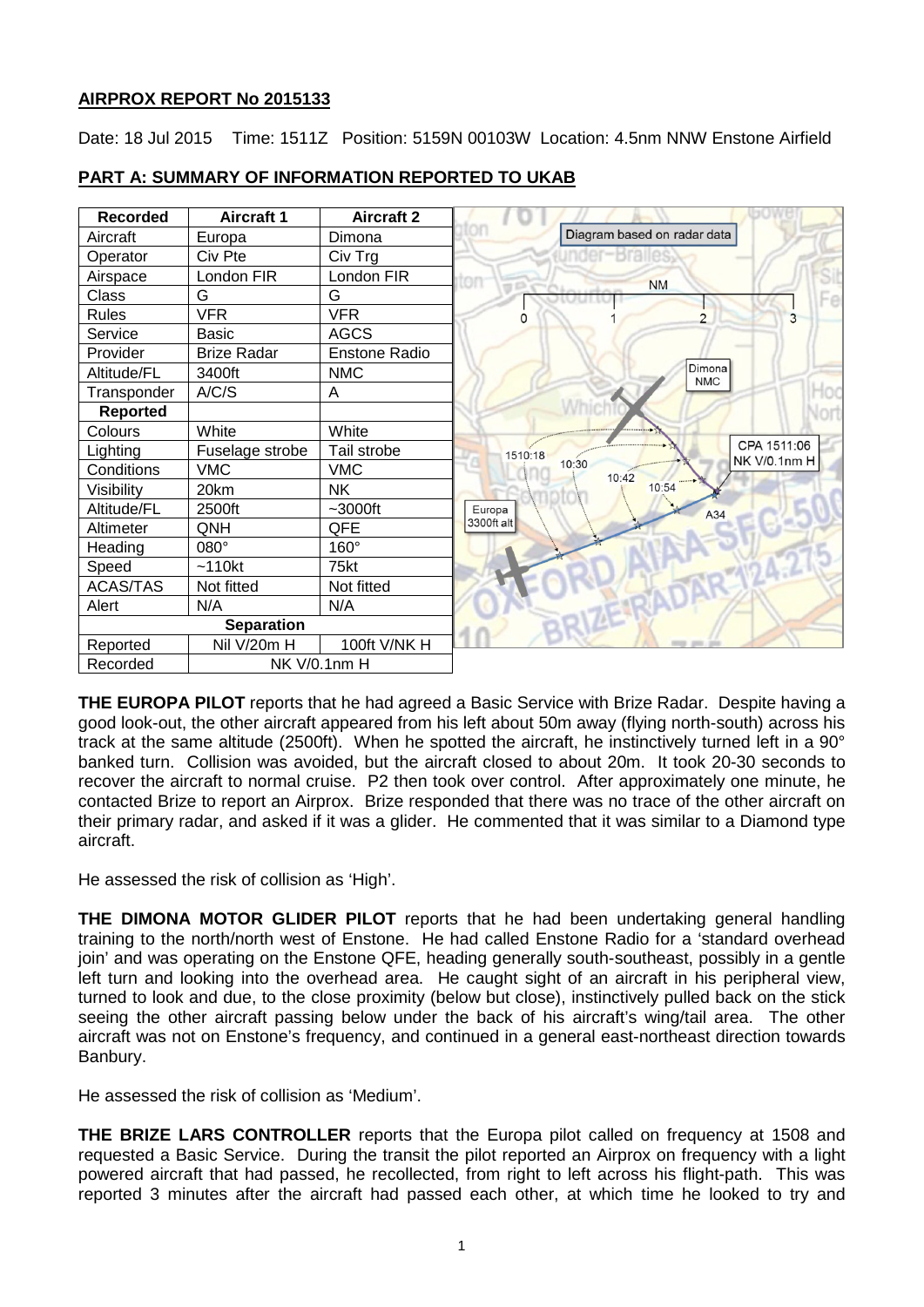## AIRPROX REPORT No 2015133

Date: 18 Jul 2015 Time: 1511Z Position: 5159N 00103W Location: 4.5nm NNW Enstone Airfield

## PART A: SUMMARY OF INFORMATION REPORTED TO UKAB

| Recorded | Aircraft 1 | Aircraft 2 |
|---|---|---|
| Aircraft | Europa | Dimona |
| Operator | Civ Pte | Civ Trg |
| Airspace | London FIR | London FIR |
| Class | G | G |
| Rules | VFR | VFR |
| Service | Basic | AGCS |
| Provider | Brize Radar | Enstone Radio |
| Altitude/FL | 3400ft | NMC |
| Transponder | A/C/S | A |
| **Reported** | | |
| Colours | White | White |
| Lighting | Fuselage strobe | Tail strobe |
| Conditions | VMC | VMC |
| Visibility | 20km | NK |
| Altitude/FL | 2500ft | ~3000ft |
| Altimeter | QNH | QFE |
| Heading | 080° | 160° |
| Speed | ~110kt | 75kt |
| ACAS/TAS | Not fitted | Not fitted |
| Alert | N/A | N/A |
| **Separation** | | |
| Reported | Nil V/20m H | 100ft V/NK H |
| Recorded | NK V/0.1nm H | |

Diagram based on radar data

**THE EUROPA PILOT** reports that he had agreed a Basic Service with Brize Radar. Despite having a good look-out, the other aircraft appeared from his left about 50m away (flying north-south) across his track at the same altitude (2500ft). When he spotted the aircraft, he instinctively turned left in a 90° banked turn. Collision was avoided, but the aircraft closed to about 20m. It took 20-30 seconds to recover the aircraft to normal cruise. P2 then took over control. After approximately one minute, he contacted Brize to report an Airprox. Brize responded that there was no trace of the other aircraft on their primary radar, and asked if it was a glider. He commented that it was similar to a Diamond type aircraft.

He assessed the risk of collision as 'High'.

**THE DIMONA MOTOR GLIDER PILOT** reports that he had been undertaking general handling training to the north/north west of Enstone. He had called Enstone Radio for a 'standard overhead join' and was operating on the Enstone QFE, heading generally south-southeast, possibly in a gentle left turn and looking into the overhead area. He caught sight of an aircraft in his peripheral view, turned to look and due, to the close proximity (below but close), instinctively pulled back on the stick seeing the other aircraft passing below under the back of his aircraft's wing/tail area. The other aircraft was not on Enstone's frequency, and continued in a general east-northeast direction towards Banbury.

He assessed the risk of collision as 'Medium'.

**THE BRIZE LARS CONTROLLER** reports that the Europa pilot called on frequency at 1508 and requested a Basic Service. During the transit the pilot reported an Airprox on frequency with a light powered aircraft that had passed, he recollected, from right to left across his flight-path. This was reported 3 minutes after the aircraft had passed each other, at which time he looked to try and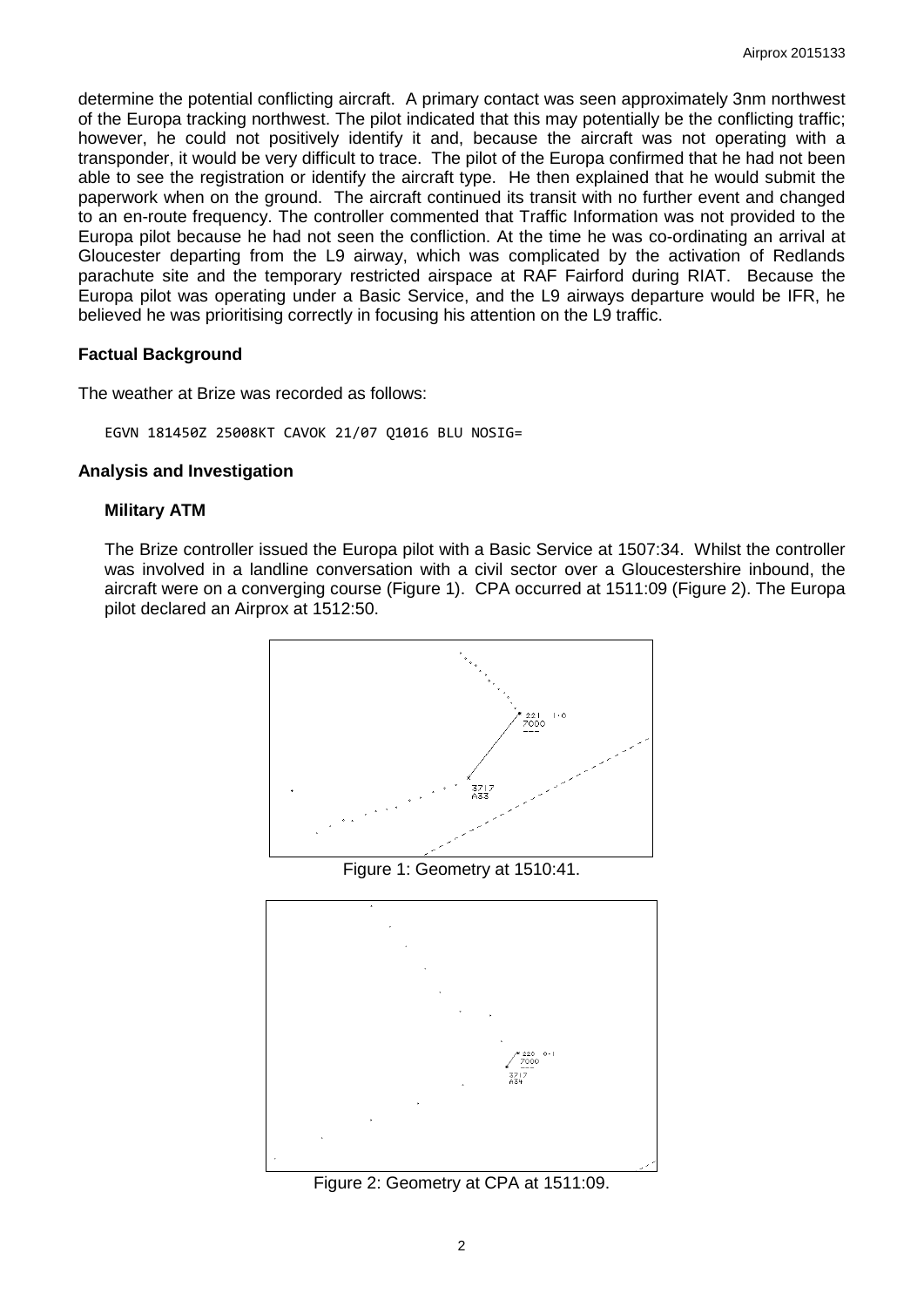determine the potential conflicting aircraft. A primary contact was seen approximately 3nm northwest of the Europa tracking northwest. The pilot indicated that this may potentially be the conflicting traffic; however, he could not positively identify it and, because the aircraft was not operating with a transponder, it would be very difficult to trace. The pilot of the Europa confirmed that he had not been able to see the registration or identify the aircraft type. He then explained that he would submit the paperwork when on the ground. The aircraft continued its transit with no further event and changed to an en-route frequency. The controller commented that Traffic Information was not provided to the Europa pilot because he had not seen the confliction. At the time he was co-ordinating an arrival at Gloucester departing from the L9 airway, which was complicated by the activation of Redlands parachute site and the temporary restricted airspace at RAF Fairford during RIAT. Because the Europa pilot was operating under a Basic Service, and the L9 airways departure would be IFR, he believed he was prioritising correctly in focusing his attention on the L9 traffic.

## Factual Background

The weather at Brize was recorded as follows:

```
EGVN 181450Z 25008KT CAVOK 21/07 Q1016 BLU NOSIG=
```

## Analysis and Investigation

### Military ATM

The Brize controller issued the Europa pilot with a Basic Service at 1507:34. Whilst the controller was involved in a landline conversation with a civil sector over a Gloucestershire inbound, the aircraft were on a converging course (Figure 1). CPA occurred at 1511:09 (Figure 2). The Europa pilot declared an Airprox at 1512:50.

Figure 1: Geometry at 1510:41.

Figure 2: Geometry at CPA at 1511:09.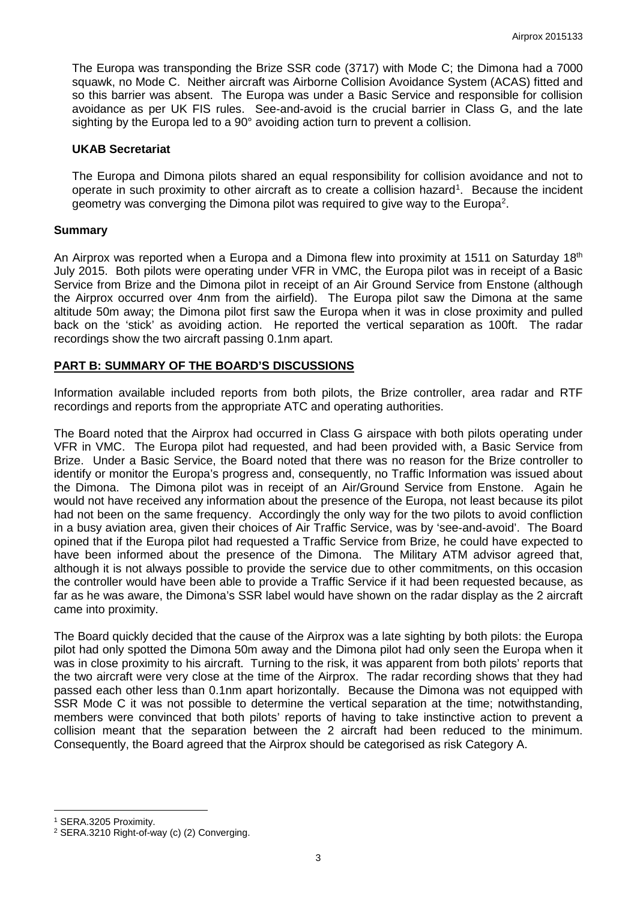The Europa was transponding the Brize SSR code (3717) with Mode C; the Dimona had a 7000 squawk, no Mode C. Neither aircraft was Airborne Collision Avoidance System (ACAS) fitted and so this barrier was absent. The Europa was under a Basic Service and responsible for collision avoidance as per UK FIS rules. See-and-avoid is the crucial barrier in Class G, and the late sighting by the Europa led to a 90° avoiding action turn to prevent a collision.

### UKAB Secretariat

The Europa and Dimona pilots shared an equal responsibility for collision avoidance and not to operate in such proximity to other aircraft as to create a collision hazard[1]. Because the incident geometry was converging the Dimona pilot was required to give way to the Europa[2].

## Summary

An Airprox was reported when a Europa and a Dimona flew into proximity at 1511 on Saturday 18th July 2015. Both pilots were operating under VFR in VMC, the Europa pilot was in receipt of a Basic Service from Brize and the Dimona pilot in receipt of an Air Ground Service from Enstone (although the Airprox occurred over 4nm from the airfield). The Europa pilot saw the Dimona at the same altitude 50m away; the Dimona pilot first saw the Europa when it was in close proximity and pulled back on the 'stick' as avoiding action. He reported the vertical separation as 100ft. The radar recordings show the two aircraft passing 0.1nm apart.

## PART B: SUMMARY OF THE BOARD'S DISCUSSIONS

Information available included reports from both pilots, the Brize controller, area radar and RTF recordings and reports from the appropriate ATC and operating authorities.

The Board noted that the Airprox had occurred in Class G airspace with both pilots operating under VFR in VMC. The Europa pilot had requested, and had been provided with, a Basic Service from Brize. Under a Basic Service, the Board noted that there was no reason for the Brize controller to identify or monitor the Europa's progress and, consequently, no Traffic Information was issued about the Dimona. The Dimona pilot was in receipt of an Air/Ground Service from Enstone. Again he would not have received any information about the presence of the Europa, not least because its pilot had not been on the same frequency. Accordingly the only way for the two pilots to avoid confliction in a busy aviation area, given their choices of Air Traffic Service, was by 'see-and-avoid'. The Board opined that if the Europa pilot had requested a Traffic Service from Brize, he could have expected to have been informed about the presence of the Dimona. The Military ATM advisor agreed that, although it is not always possible to provide the service due to other commitments, on this occasion the controller would have been able to provide a Traffic Service if it had been requested because, as far as he was aware, the Dimona's SSR label would have shown on the radar display as the 2 aircraft came into proximity.

The Board quickly decided that the cause of the Airprox was a late sighting by both pilots: the Europa pilot had only spotted the Dimona 50m away and the Dimona pilot had only seen the Europa when it was in close proximity to his aircraft. Turning to the risk, it was apparent from both pilots' reports that the two aircraft were very close at the time of the Airprox. The radar recording shows that they had passed each other less than 0.1nm apart horizontally. Because the Dimona was not equipped with SSR Mode C it was not possible to determine the vertical separation at the time; notwithstanding, members were convinced that both pilots' reports of having to take instinctive action to prevent a collision meant that the separation between the 2 aircraft had been reduced to the minimum. Consequently, the Board agreed that the Airprox should be categorised as risk Category A.

---

[1] SERA.3205 Proximity.

[2] SERA.3210 Right-of-way (c) (2) Converging.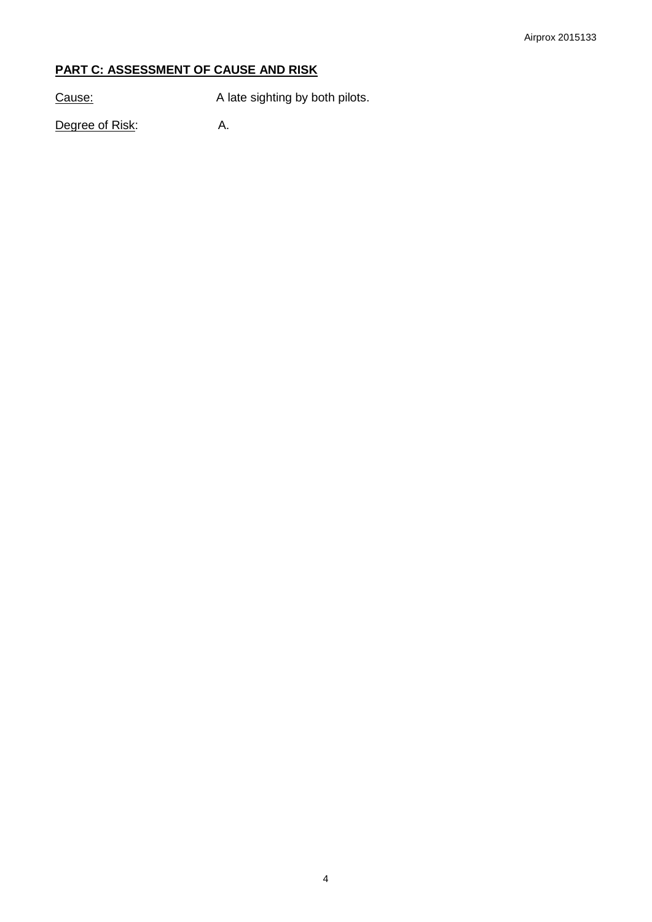## PART C: ASSESSMENT OF CAUSE AND RISK

Cause: A late sighting by both pilots.

Degree of Risk: A.